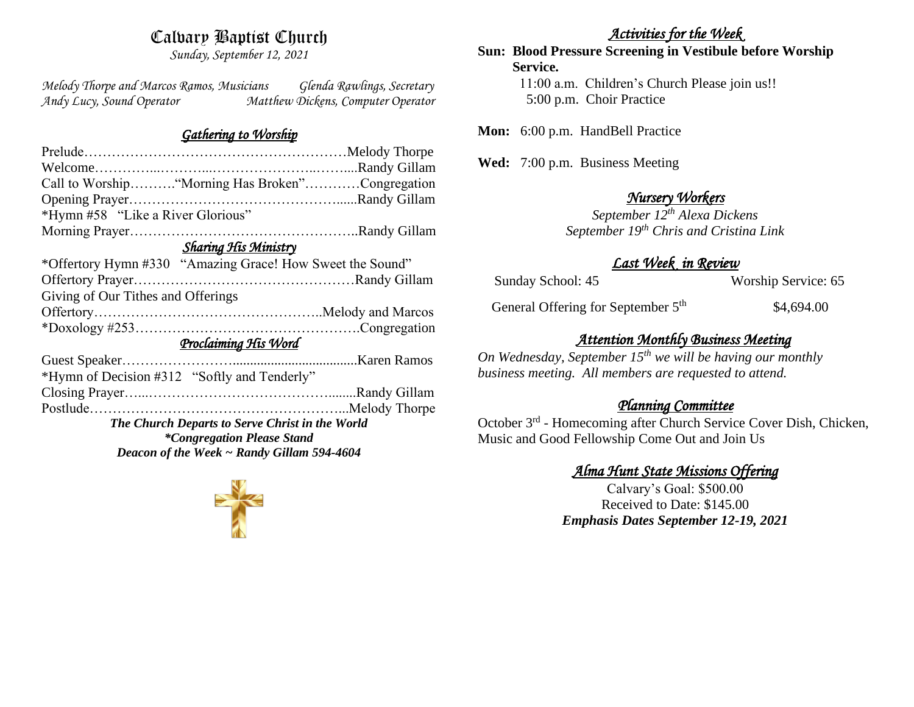# Calvary Baptist Church

*Sunday, September 12, 2021*

*Melody Thorpe and Marcos Ramos, Musicians* — *Glenda Rawlings, Secretary*
*Andy Lucy, Sound Operator* — *Matthew Dickens, Computer Operator*

## *Gathering to Worship*

Prelude……………………………………………………Melody Thorpe
Welcome…………...………...…………………...……....Randy Gillam
Call to Worship………"Morning Has Broken"…………Congregation
Opening Prayer……………………………………......Randy Gillam
*Hymn #58 "Like a River Glorious"
Morning Prayer…………………………………………..Randy Gillam

## *Sharing His Ministry*

*Offertory Hymn #330 "Amazing Grace! How Sweet the Sound"
Offertory Prayer…………………………………………Randy Gillam
Giving of Our Tithes and Offerings
Offertory…………………………………………..Melody and Marcos
*Doxology #253………………………………………….Congregation

## *Proclaiming His Word*

Guest Speaker…………………….................................Karen Ramos
*Hymn of Decision #312 "Softly and Tenderly"
Closing Prayer…..……………………………….......Randy Gillam
Postlude………………………………………………...Melody Thorpe

***The Church Departs to Serve Christ in the World***
***\*Congregation Please Stand***
***Deacon of the Week ~ Randy Gillam 594-4604***

## *Activities for the Week*

**Sun: Blood Pressure Screening in Vestibule before Worship Service.**
11:00 a.m. Children's Church Please join us!!
5:00 p.m. Choir Practice

**Mon:** 6:00 p.m. HandBell Practice

**Wed:** 7:00 p.m. Business Meeting

## *Nursery Workers*

*September 12th Alexa Dickens*
*September 19th Chris and Cristina Link*

## *Last Week in Review*

Sunday School: 45 — Worship Service: 65

General Offering for September 5th — $4,694.00

## *Attention Monthly Business Meeting*

*On Wednesday, September 15th we will be having our monthly business meeting. All members are requested to attend.*

## *Planning Committee*

October 3rd - Homecoming after Church Service Cover Dish, Chicken, Music and Good Fellowship Come Out and Join Us

## *Alma Hunt State Missions Offering*

Calvary's Goal: $500.00
Received to Date: $145.00
***Emphasis Dates September 12-19, 2021***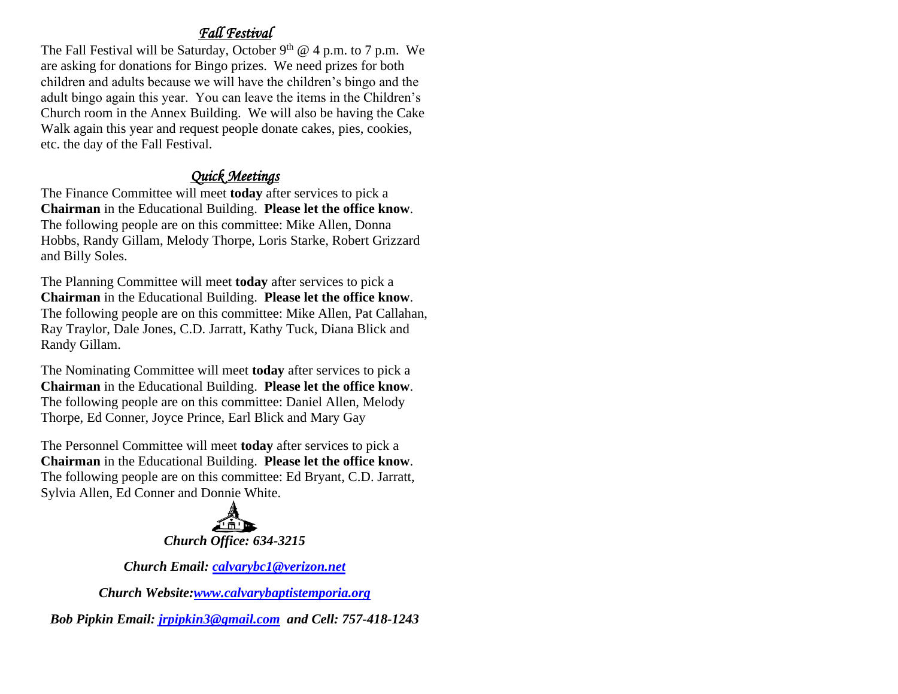## *Fall Festival*

The Fall Festival will be Saturday, October 9th @ 4 p.m. to 7 p.m. We are asking for donations for Bingo prizes. We need prizes for both children and adults because we will have the children's bingo and the adult bingo again this year. You can leave the items in the Children's Church room in the Annex Building. We will also be having the Cake Walk again this year and request people donate cakes, pies, cookies, etc. the day of the Fall Festival.

## *Quick Meetings*

The Finance Committee will meet **today** after services to pick a **Chairman** in the Educational Building. **Please let the office know**. The following people are on this committee: Mike Allen, Donna Hobbs, Randy Gillam, Melody Thorpe, Loris Starke, Robert Grizzard and Billy Soles.

The Planning Committee will meet **today** after services to pick a **Chairman** in the Educational Building. **Please let the office know**. The following people are on this committee: Mike Allen, Pat Callahan, Ray Traylor, Dale Jones, C.D. Jarratt, Kathy Tuck, Diana Blick and Randy Gillam.

The Nominating Committee will meet **today** after services to pick a **Chairman** in the Educational Building. **Please let the office know**. The following people are on this committee: Daniel Allen, Melody Thorpe, Ed Conner, Joyce Prince, Earl Blick and Mary Gay

The Personnel Committee will meet **today** after services to pick a **Chairman** in the Educational Building. **Please let the office know**. The following people are on this committee: Ed Bryant, C.D. Jarratt, Sylvia Allen, Ed Conner and Donnie White.

***Church Office: 634-3215***

***Church Email: calvarybc1@verizon.net***

***Church Website: www.calvarybaptistemporia.org***

***Bob Pipkin Email: jrpipkin3@gmail.com and Cell: 757-418-1243***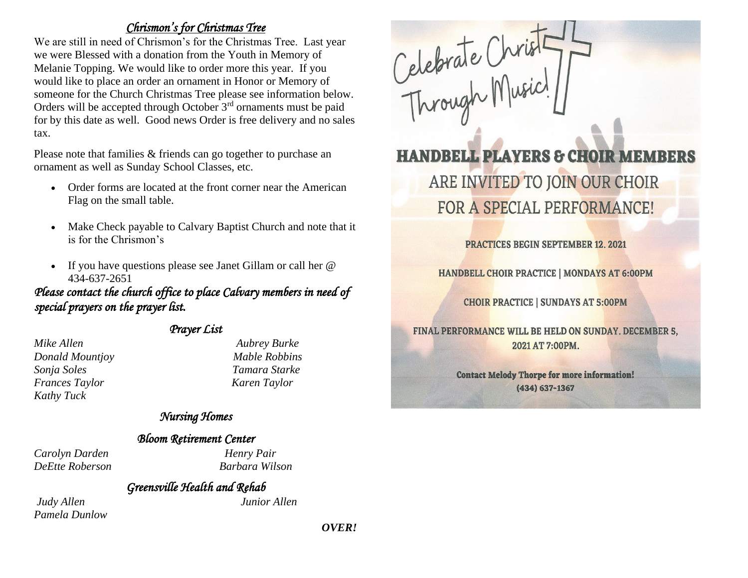## *Chrismon's for Christmas Tree*

We are still in need of Chrismon's for the Christmas Tree. Last year we were Blessed with a donation from the Youth in Memory of Melanie Topping. We would like to order more this year. If you would like to place an order an ornament in Honor or Memory of someone for the Church Christmas Tree please see information below. Orders will be accepted through October 3rd ornaments must be paid for by this date as well. Good news Order is free delivery and no sales tax.

Please note that families & friends can go together to purchase an ornament as well as Sunday School Classes, etc.

- Order forms are located at the front corner near the American Flag on the small table.
- Make Check payable to Calvary Baptist Church and note that it is for the Chrismon's
- If you have questions please see Janet Gillam or call her @ 434-637-2651

*Please contact the church office to place Calvary members in need of special prayers on the prayer list.*

### *Prayer List*

*Mike Allen*
*Aubrey Burke*
*Donald Mountjoy*
*Mable Robbins*
*Sonja Soles*
*Tamara Starke*
*Frances Taylor*
*Karen Taylor*
*Kathy Tuck*

### *Nursing Homes*

#### *Bloom Retirement Center*

*Carolyn Darden*
*Henry Pair*
*DeEtte Roberson*
*Barbara Wilson*

#### *Greensville Health and Rehab*

*Judy Allen*
*Junior Allen*
*Pamela Dunlow*

***OVER!***

Celebrate Christ Through Music!

**HANDBELL PLAYERS & CHOIR MEMBERS**

ARE INVITED TO JOIN OUR CHOIR FOR A SPECIAL PERFORMANCE!

PRACTICES BEGIN SEPTEMBER 12, 2021

HANDBELL CHOIR PRACTICE | MONDAYS AT 6:00PM

CHOIR PRACTICE | SUNDAYS AT 5:00PM

FINAL PERFORMANCE WILL BE HELD ON SUNDAY, DECEMBER 5, 2021 AT 7:00PM.

**Contact Melody Thorpe for more information!**
**(434) 637-1367**